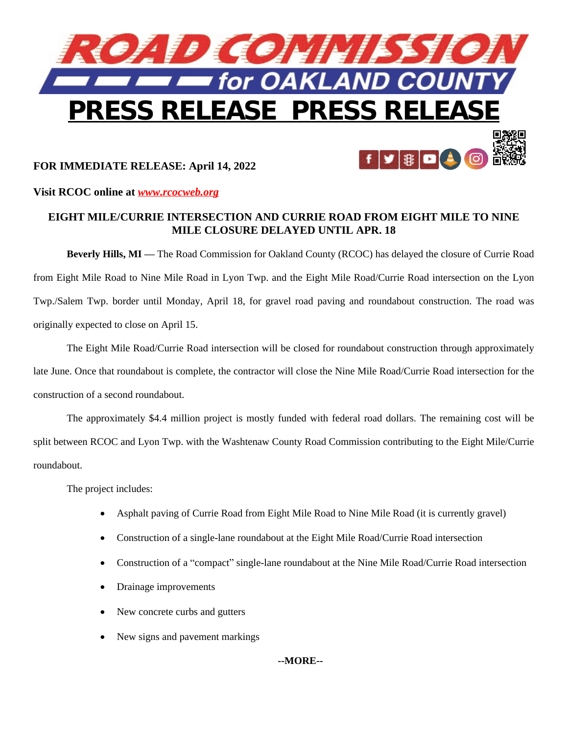# ROAD COMMISSION for OAKLAND COUNTY

# PRESS RELEASE PRESS RELEASE

**FOR IMMEDIATE RELEASE: April 14, 2022**

**Visit RCOC online at *[www.rcocweb.org](http://www.rcocweb.org)***

## EIGHT MILE/CURRIE INTERSECTION AND CURRIE ROAD FROM EIGHT MILE TO NINE MILE CLOSURE DELAYED UNTIL APR. 18

**Beverly Hills, MI** — The Road Commission for Oakland County (RCOC) has delayed the closure of Currie Road from Eight Mile Road to Nine Mile Road in Lyon Twp. and the Eight Mile Road/Currie Road intersection on the Lyon Twp./Salem Twp. border until Monday, April 18, for gravel road paving and roundabout construction. The road was originally expected to close on April 15.

The Eight Mile Road/Currie Road intersection will be closed for roundabout construction through approximately late June. Once that roundabout is complete, the contractor will close the Nine Mile Road/Currie Road intersection for the construction of a second roundabout.

The approximately $4.4 million project is mostly funded with federal road dollars. The remaining cost will be split between RCOC and Lyon Twp. with the Washtenaw County Road Commission contributing to the Eight Mile/Currie roundabout.

The project includes:

- Asphalt paving of Currie Road from Eight Mile Road to Nine Mile Road (it is currently gravel)
- Construction of a single-lane roundabout at the Eight Mile Road/Currie Road intersection
- Construction of a "compact" single-lane roundabout at the Nine Mile Road/Currie Road intersection
- Drainage improvements
- New concrete curbs and gutters
- New signs and pavement markings

**--MORE--**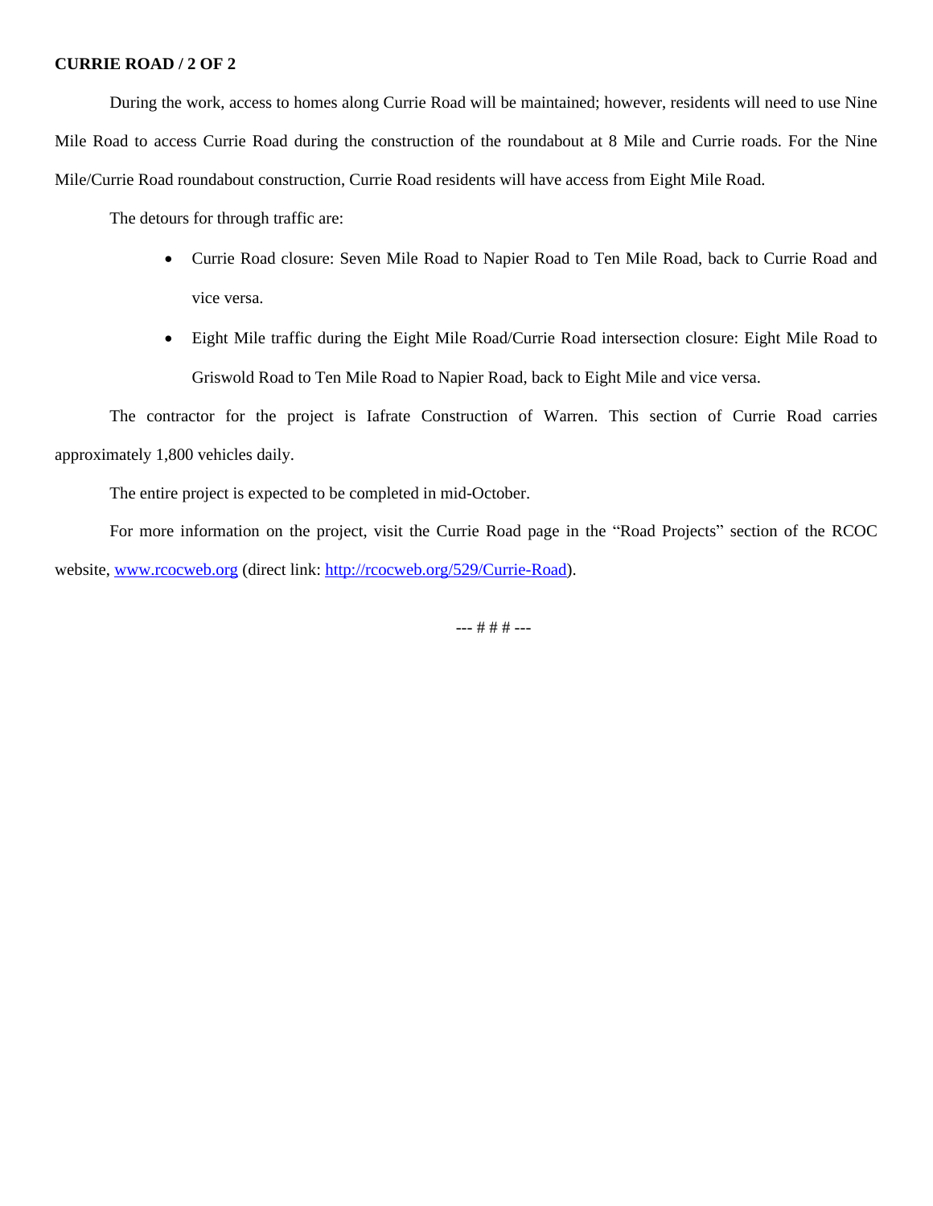During the work, access to homes along Currie Road will be maintained; however, residents will need to use Nine Mile Road to access Currie Road during the construction of the roundabout at 8 Mile and Currie roads. For the Nine Mile/Currie Road roundabout construction, Currie Road residents will have access from Eight Mile Road.

The detours for through traffic are:

- Currie Road closure: Seven Mile Road to Napier Road to Ten Mile Road, back to Currie Road and vice versa.
- Eight Mile traffic during the Eight Mile Road/Currie Road intersection closure: Eight Mile Road to Griswold Road to Ten Mile Road to Napier Road, back to Eight Mile and vice versa.

The contractor for the project is Iafrate Construction of Warren. This section of Currie Road carries approximately 1,800 vehicles daily.

The entire project is expected to be completed in mid-October.

For more information on the project, visit the Currie Road page in the "Road Projects" section of the RCOC website, [www.rcocweb.org](www.rcocweb.org) (direct link: [http://rcocweb.org/529/Currie-Road](http://rcocweb.org/529/Currie-Road)).

--- # # # ---